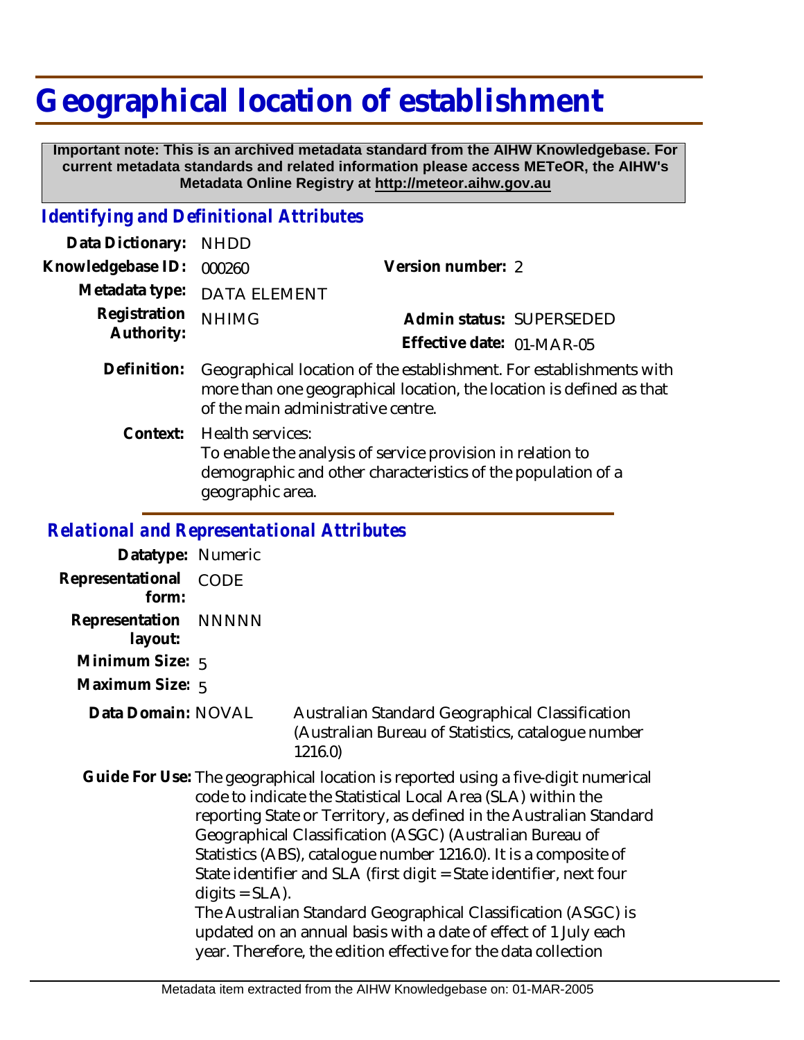# Geographical location of establishment

**Important note: This is an archived metadata standard from the AIHW Knowledgebase. For current metadata standards and related information please access METeOR, the AIHW's Metadata Online Registry at http://meteor.aihw.gov.au**

## *Identifying and Definitional Attributes*

**Data Dictionary:** NHDD

**Knowledgebase ID:** 000260

**Version number:** 2

**Metadata type:** DATA ELEMENT

**Registration Authority:** NHIMG

**Admin status:** SUPERSEDED

**Effective date:** 01-MAR-05

**Definition:** Geographical location of the establishment. For establishments with more than one geographical location, the location is defined as that of the main administrative centre.

**Context:** Health services:
To enable the analysis of service provision in relation to demographic and other characteristics of the population of a geographic area.

## *Relational and Representational Attributes*

**Datatype:** Numeric

**Representational form:** CODE

**Representation layout:** NNNNN

**Minimum Size:** 5

**Maximum Size:** 5

**Data Domain:** NOVAL Australian Standard Geographical Classification (Australian Bureau of Statistics, catalogue number 1216.0)

**Guide For Use:** The geographical location is reported using a five-digit numerical code to indicate the Statistical Local Area (SLA) within the reporting State or Territory, as defined in the Australian Standard Geographical Classification (ASGC) (Australian Bureau of Statistics (ABS), catalogue number 1216.0). It is a composite of State identifier and SLA (first digit = State identifier, next four digits = SLA).
The Australian Standard Geographical Classification (ASGC) is updated on an annual basis with a date of effect of 1 July each year. Therefore, the edition effective for the data collection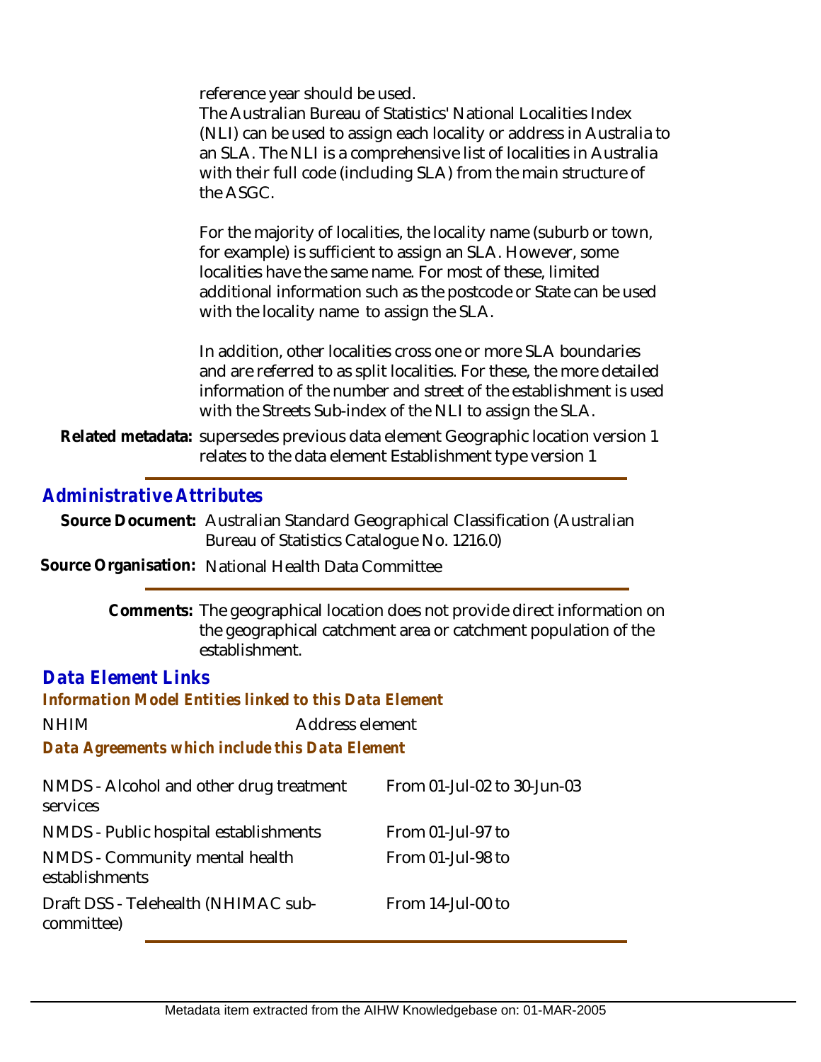reference year should be used.

The Australian Bureau of Statistics' National Localities Index (NLI) can be used to assign each locality or address in Australia to an SLA. The NLI is a comprehensive list of localities in Australia with their full code (including SLA) from the main structure of the ASGC.

For the majority of localities, the locality name (suburb or town, for example) is sufficient to assign an SLA. However, some localities have the same name. For most of these, limited additional information such as the postcode or State can be used with the locality name to assign the SLA.

In addition, other localities cross one or more SLA boundaries and are referred to as split localities. For these, the more detailed information of the number and street of the establishment is used with the Streets Sub-index of the NLI to assign the SLA.

**Related metadata:** supersedes previous data element Geographic location version 1
relates to the data element Establishment type version 1

## Administrative Attributes

**Source Document:** Australian Standard Geographical Classification (Australian Bureau of Statistics Catalogue No. 1216.0)

**Source Organisation:** National Health Data Committee

**Comments:** The geographical location does not provide direct information on the geographical catchment area or catchment population of the establishment.

## Data Element Links

### Information Model Entities linked to this Data Element

| | |
|---|---|
| NHIM | Address element |

### Data Agreements which include this Data Element

| | |
|---|---|
| NMDS - Alcohol and other drug treatment services | From 01-Jul-02 to 30-Jun-03 |
| NMDS - Public hospital establishments | From 01-Jul-97 to |
| NMDS - Community mental health establishments | From 01-Jul-98 to |
| Draft DSS - Telehealth (NHIMAC sub-committee) | From 14-Jul-00 to |